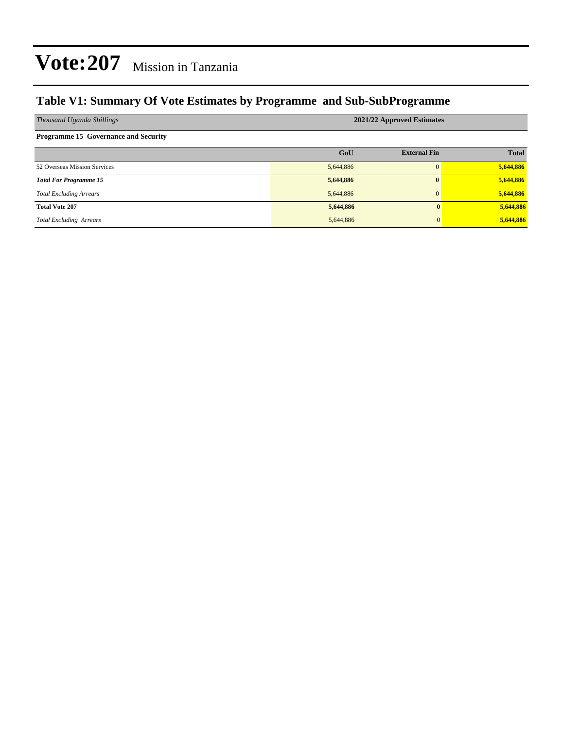# Vote:207 Mission in Tanzania

## Table V1: Summary Of Vote Estimates by Programme and Sub-SubProgramme

| *Thousand Uganda Shillings* | 2021/22 Approved Estimates | | |
|---|---|---|---|
| **Programme 15 Governance and Security** | | | |
| | **GoU** | **External Fin** | **Total** |
| 52 Overseas Mission Services | 5,644,886 | 0 | 5,644,886 |
| ***Total For Programme 15*** | **5,644,886** | **0** | **5,644,886** |
| *Total Excluding Arrears* | 5,644,886 | 0 | 5,644,886 |
| **Total Vote 207** | **5,644,886** | **0** | **5,644,886** |
| *Total Excluding Arrears* | 5,644,886 | 0 | 5,644,886 |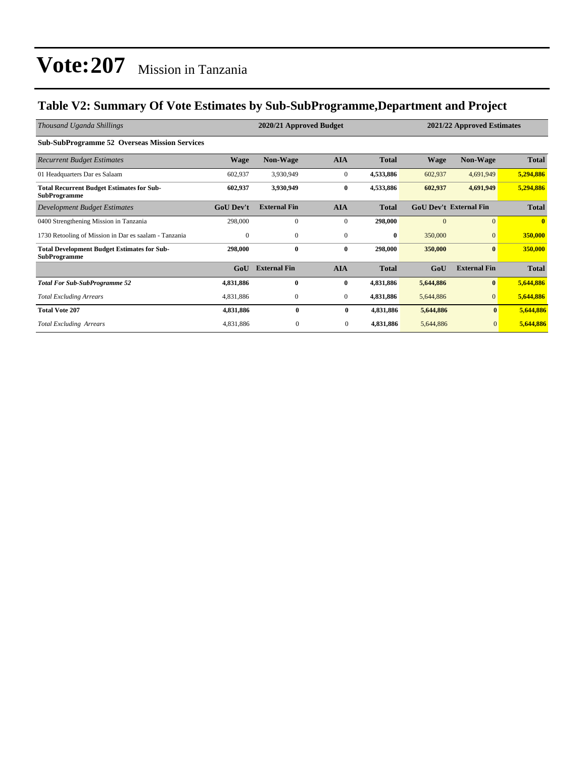# Vote:207 Mission in Tanzania

## Table V2: Summary Of Vote Estimates by Sub-SubProgramme,Department and Project

| *Thousand Uganda Shillings* | 2020/21 Approved Budget | | | | 2021/22 Approved Estimates | | |
|---|---|---|---|---|---|---|---|
| **Sub-SubProgramme 52 Overseas Mission Services** | | | | | | | |
| *Recurrent Budget Estimates* | **Wage** | **Non-Wage** | **AIA** | **Total** | **Wage** | **Non-Wage** | **Total** |
| 01 Headquarters Dar es Salaam | 602,937 | 3,930,949 | 0 | **4,533,886** | 602,937 | 4,691,949 | **5,294,886** |
| **Total Recurrent Budget Estimates for Sub-SubProgramme** | **602,937** | **3,930,949** | **0** | **4,533,886** | **602,937** | **4,691,949** | **5,294,886** |
| *Development Budget Estimates* | **GoU Dev't** | **External Fin** | **AIA** | **Total** | **GoU Dev't** | **External Fin** | **Total** |
| 0400 Strengthening Mission in Tanzania | 298,000 | 0 | 0 | **298,000** | 0 | 0 | **0** |
| 1730 Retooling of Mission in Dar es saalam - Tanzania | 0 | 0 | 0 | **0** | 350,000 | 0 | **350,000** |
| **Total Development Budget Estimates for Sub-SubProgramme** | **298,000** | **0** | **0** | **298,000** | **350,000** | **0** | **350,000** |
| | **GoU** | **External Fin** | **AIA** | **Total** | **GoU** | **External Fin** | **Total** |
| ***Total For Sub-SubProgramme 52*** | **4,831,886** | **0** | **0** | **4,831,886** | **5,644,886** | **0** | **5,644,886** |
| *Total Excluding Arrears* | 4,831,886 | 0 | 0 | **4,831,886** | 5,644,886 | 0 | **5,644,886** |
| **Total Vote 207** | **4,831,886** | **0** | **0** | **4,831,886** | **5,644,886** | **0** | **5,644,886** |
| *Total Excluding Arrears* | 4,831,886 | 0 | 0 | **4,831,886** | 5,644,886 | 0 | **5,644,886** |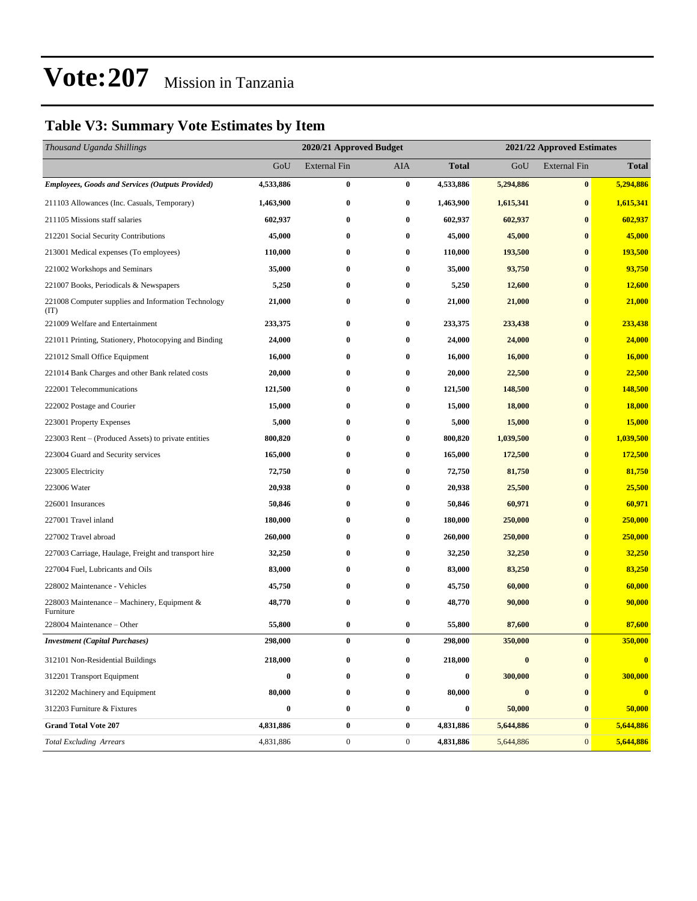# Vote:207 Mission in Tanzania

## Table V3: Summary Vote Estimates by Item

| *Thousand Uganda Shillings* | 2020/21 Approved Budget | | | | 2021/22 Approved Estimates | | |
|---|---|---|---|---|---|---|---|
| | GoU | External Fin | AIA | **Total** | GoU | External Fin | **Total** |
| ***Employees, Goods and Services (Outputs Provided)*** | **4,533,886** | **0** | **0** | **4,533,886** | **5,294,886** | **0** | **5,294,886** |
| 211103 Allowances (Inc. Casuals, Temporary) | **1,463,900** | **0** | **0** | **1,463,900** | **1,615,341** | **0** | **1,615,341** |
| 211105 Missions staff salaries | **602,937** | **0** | **0** | **602,937** | **602,937** | **0** | **602,937** |
| 212201 Social Security Contributions | **45,000** | **0** | **0** | **45,000** | **45,000** | **0** | **45,000** |
| 213001 Medical expenses (To employees) | **110,000** | **0** | **0** | **110,000** | **193,500** | **0** | **193,500** |
| 221002 Workshops and Seminars | **35,000** | **0** | **0** | **35,000** | **93,750** | **0** | **93,750** |
| 221007 Books, Periodicals & Newspapers | **5,250** | **0** | **0** | **5,250** | **12,600** | **0** | **12,600** |
| 221008 Computer supplies and Information Technology (IT) | **21,000** | **0** | **0** | **21,000** | **21,000** | **0** | **21,000** |
| 221009 Welfare and Entertainment | **233,375** | **0** | **0** | **233,375** | **233,438** | **0** | **233,438** |
| 221011 Printing, Stationery, Photocopying and Binding | **24,000** | **0** | **0** | **24,000** | **24,000** | **0** | **24,000** |
| 221012 Small Office Equipment | **16,000** | **0** | **0** | **16,000** | **16,000** | **0** | **16,000** |
| 221014 Bank Charges and other Bank related costs | **20,000** | **0** | **0** | **20,000** | **22,500** | **0** | **22,500** |
| 222001 Telecommunications | **121,500** | **0** | **0** | **121,500** | **148,500** | **0** | **148,500** |
| 222002 Postage and Courier | **15,000** | **0** | **0** | **15,000** | **18,000** | **0** | **18,000** |
| 223001 Property Expenses | **5,000** | **0** | **0** | **5,000** | **15,000** | **0** | **15,000** |
| 223003 Rent – (Produced Assets) to private entities | **800,820** | **0** | **0** | **800,820** | **1,039,500** | **0** | **1,039,500** |
| 223004 Guard and Security services | **165,000** | **0** | **0** | **165,000** | **172,500** | **0** | **172,500** |
| 223005 Electricity | **72,750** | **0** | **0** | **72,750** | **81,750** | **0** | **81,750** |
| 223006 Water | **20,938** | **0** | **0** | **20,938** | **25,500** | **0** | **25,500** |
| 226001 Insurances | **50,846** | **0** | **0** | **50,846** | **60,971** | **0** | **60,971** |
| 227001 Travel inland | **180,000** | **0** | **0** | **180,000** | **250,000** | **0** | **250,000** |
| 227002 Travel abroad | **260,000** | **0** | **0** | **260,000** | **250,000** | **0** | **250,000** |
| 227003 Carriage, Haulage, Freight and transport hire | **32,250** | **0** | **0** | **32,250** | **32,250** | **0** | **32,250** |
| 227004 Fuel, Lubricants and Oils | **83,000** | **0** | **0** | **83,000** | **83,250** | **0** | **83,250** |
| 228002 Maintenance - Vehicles | **45,750** | **0** | **0** | **45,750** | **60,000** | **0** | **60,000** |
| 228003 Maintenance – Machinery, Equipment & Furniture | **48,770** | **0** | **0** | **48,770** | **90,000** | **0** | **90,000** |
| 228004 Maintenance – Other | **55,800** | **0** | **0** | **55,800** | **87,600** | **0** | **87,600** |
| ***Investment (Capital Purchases)*** | **298,000** | **0** | **0** | **298,000** | **350,000** | **0** | **350,000** |
| 312101 Non-Residential Buildings | **218,000** | **0** | **0** | **218,000** | **0** | **0** | **0** |
| 312201 Transport Equipment | **0** | **0** | **0** | **0** | **300,000** | **0** | **300,000** |
| 312202 Machinery and Equipment | **80,000** | **0** | **0** | **80,000** | **0** | **0** | **0** |
| 312203 Furniture & Fixtures | **0** | **0** | **0** | **0** | **50,000** | **0** | **50,000** |
| **Grand Total Vote 207** | **4,831,886** | **0** | **0** | **4,831,886** | **5,644,886** | **0** | **5,644,886** |
| *Total Excluding Arrears* | 4,831,886 | 0 | 0 | **4,831,886** | 5,644,886 | 0 | **5,644,886** |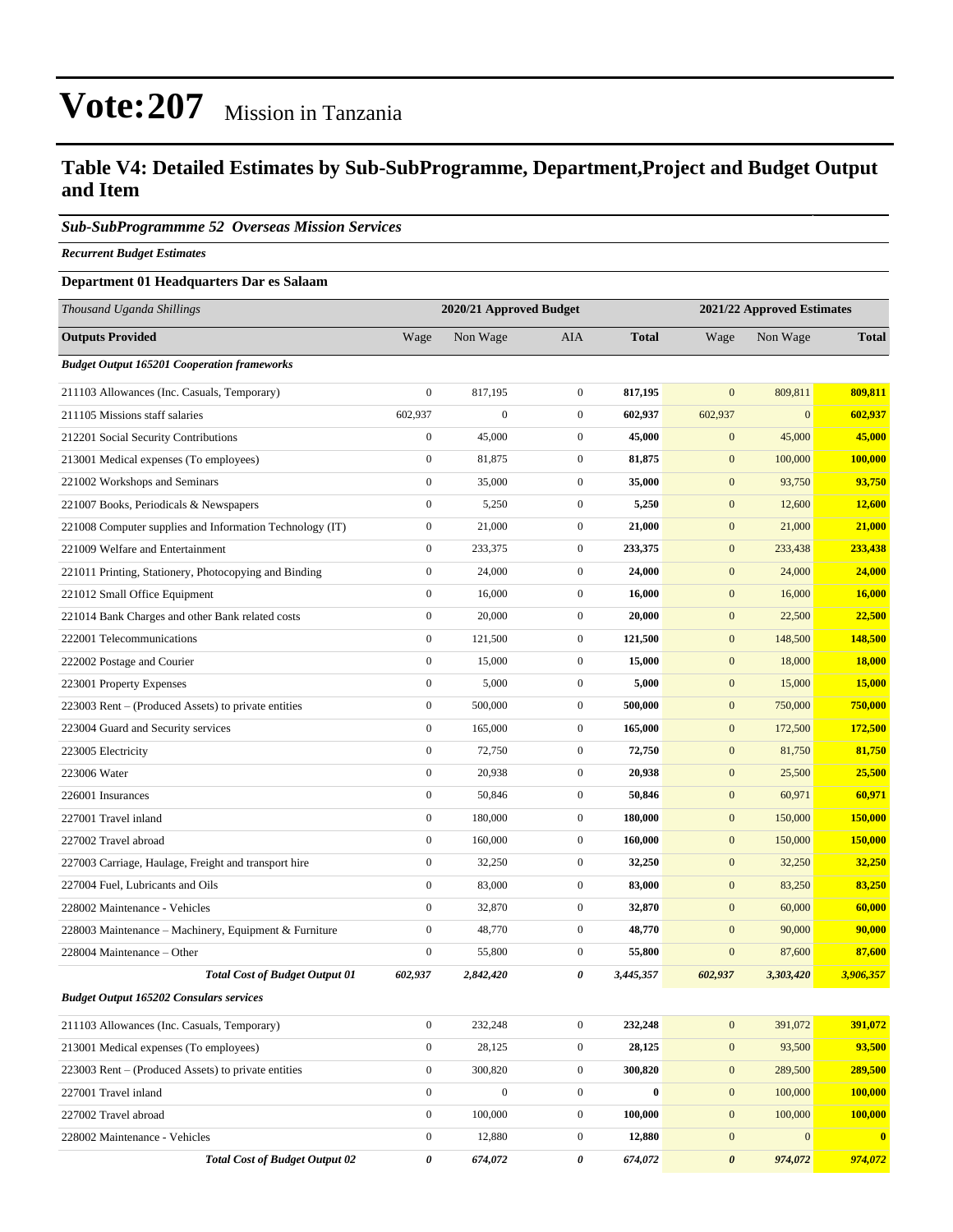# Vote:207 Mission in Tanzania

## Table V4: Detailed Estimates by Sub-SubProgramme, Department,Project and Budget Output and Item

### *Sub-SubProgrammme 52 Overseas Mission Services*

***Recurrent Budget Estimates***

**Department 01 Headquarters Dar es Salaam**

| *Thousand Uganda Shillings* | 2020/21 Approved Budget | | | | 2021/22 Approved Estimates | | |
|---|---|---|---|---|---|---|---|
| **Outputs Provided** | Wage | Non Wage | AIA | **Total** | Wage | Non Wage | **Total** |
| ***Budget Output 165201 Cooperation frameworks*** | | | | | | | |
| 211103 Allowances (Inc. Casuals, Temporary) | 0 | 817,195 | 0 | **817,195** | 0 | 809,811 | **809,811** |
| 211105 Missions staff salaries | 602,937 | 0 | 0 | **602,937** | 602,937 | 0 | **602,937** |
| 212201 Social Security Contributions | 0 | 45,000 | 0 | **45,000** | 0 | 45,000 | **45,000** |
| 213001 Medical expenses (To employees) | 0 | 81,875 | 0 | **81,875** | 0 | 100,000 | **100,000** |
| 221002 Workshops and Seminars | 0 | 35,000 | 0 | **35,000** | 0 | 93,750 | **93,750** |
| 221007 Books, Periodicals & Newspapers | 0 | 5,250 | 0 | **5,250** | 0 | 12,600 | **12,600** |
| 221008 Computer supplies and Information Technology (IT) | 0 | 21,000 | 0 | **21,000** | 0 | 21,000 | **21,000** |
| 221009 Welfare and Entertainment | 0 | 233,375 | 0 | **233,375** | 0 | 233,438 | **233,438** |
| 221011 Printing, Stationery, Photocopying and Binding | 0 | 24,000 | 0 | **24,000** | 0 | 24,000 | **24,000** |
| 221012 Small Office Equipment | 0 | 16,000 | 0 | **16,000** | 0 | 16,000 | **16,000** |
| 221014 Bank Charges and other Bank related costs | 0 | 20,000 | 0 | **20,000** | 0 | 22,500 | **22,500** |
| 222001 Telecommunications | 0 | 121,500 | 0 | **121,500** | 0 | 148,500 | **148,500** |
| 222002 Postage and Courier | 0 | 15,000 | 0 | **15,000** | 0 | 18,000 | **18,000** |
| 223001 Property Expenses | 0 | 5,000 | 0 | **5,000** | 0 | 15,000 | **15,000** |
| 223003 Rent – (Produced Assets) to private entities | 0 | 500,000 | 0 | **500,000** | 0 | 750,000 | **750,000** |
| 223004 Guard and Security services | 0 | 165,000 | 0 | **165,000** | 0 | 172,500 | **172,500** |
| 223005 Electricity | 0 | 72,750 | 0 | **72,750** | 0 | 81,750 | **81,750** |
| 223006 Water | 0 | 20,938 | 0 | **20,938** | 0 | 25,500 | **25,500** |
| 226001 Insurances | 0 | 50,846 | 0 | **50,846** | 0 | 60,971 | **60,971** |
| 227001 Travel inland | 0 | 180,000 | 0 | **180,000** | 0 | 150,000 | **150,000** |
| 227002 Travel abroad | 0 | 160,000 | 0 | **160,000** | 0 | 150,000 | **150,000** |
| 227003 Carriage, Haulage, Freight and transport hire | 0 | 32,250 | 0 | **32,250** | 0 | 32,250 | **32,250** |
| 227004 Fuel, Lubricants and Oils | 0 | 83,000 | 0 | **83,000** | 0 | 83,250 | **83,250** |
| 228002 Maintenance - Vehicles | 0 | 32,870 | 0 | **32,870** | 0 | 60,000 | **60,000** |
| 228003 Maintenance – Machinery, Equipment & Furniture | 0 | 48,770 | 0 | **48,770** | 0 | 90,000 | **90,000** |
| 228004 Maintenance – Other | 0 | 55,800 | 0 | **55,800** | 0 | 87,600 | **87,600** |
| ***Total Cost of Budget Output 01*** | ***602,937*** | ***2,842,420*** | ***0*** | ***3,445,357*** | ***602,937*** | ***3,303,420*** | ***3,906,357*** |
| ***Budget Output 165202 Consulars services*** | | | | | | | |
| 211103 Allowances (Inc. Casuals, Temporary) | 0 | 232,248 | 0 | **232,248** | 0 | 391,072 | **391,072** |
| 213001 Medical expenses (To employees) | 0 | 28,125 | 0 | **28,125** | 0 | 93,500 | **93,500** |
| 223003 Rent – (Produced Assets) to private entities | 0 | 300,820 | 0 | **300,820** | 0 | 289,500 | **289,500** |
| 227001 Travel inland | 0 | 0 | 0 | **0** | 0 | 100,000 | **100,000** |
| 227002 Travel abroad | 0 | 100,000 | 0 | **100,000** | 0 | 100,000 | **100,000** |
| 228002 Maintenance - Vehicles | 0 | 12,880 | 0 | **12,880** | 0 | 0 | **0** |
| ***Total Cost of Budget Output 02*** | ***0*** | ***674,072*** | ***0*** | ***674,072*** | ***0*** | ***974,072*** | ***974,072*** |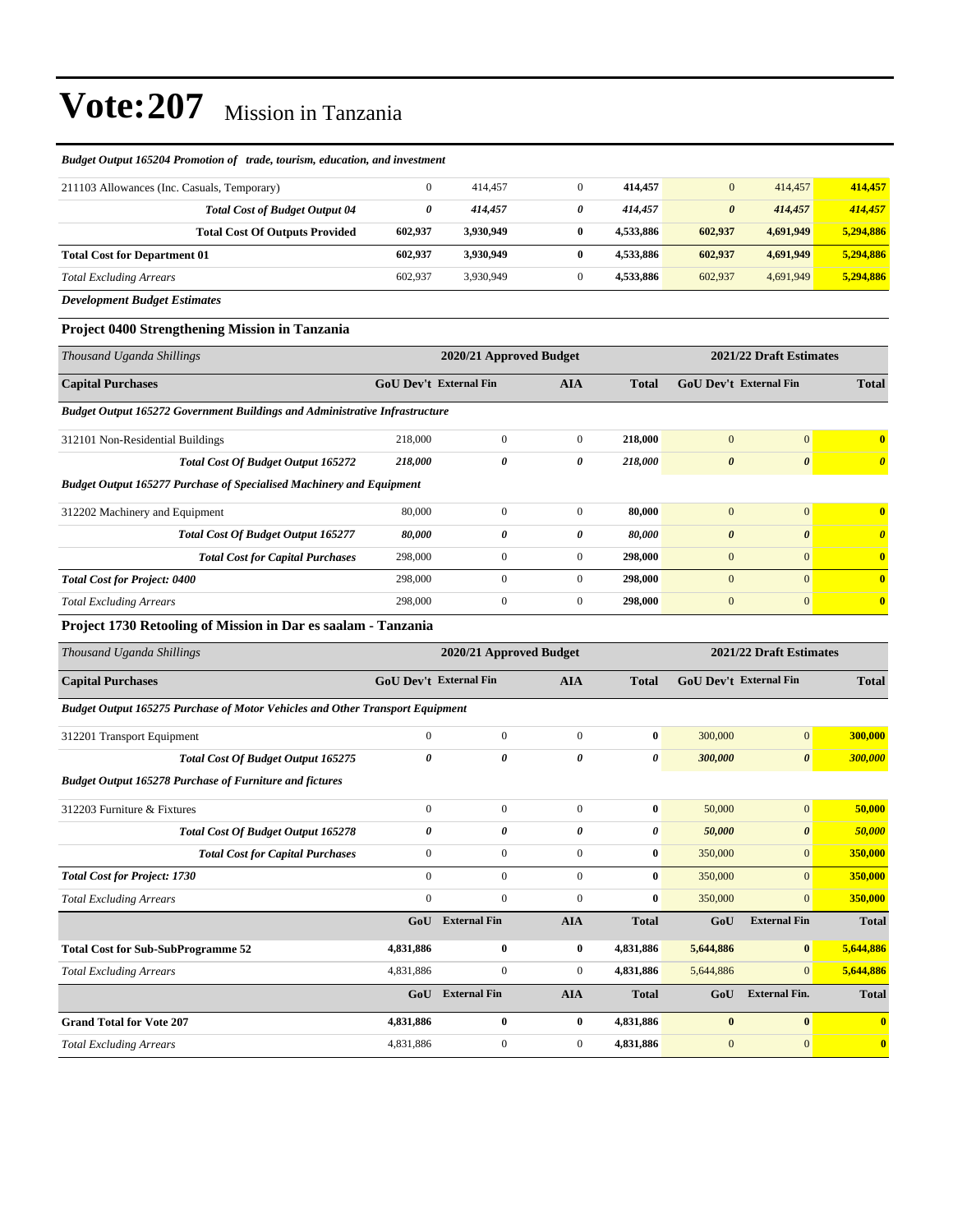# Vote:207 Mission in Tanzania

*Budget Output 165204 Promotion of trade, tourism, education, and investment*

| | | | | | | | |
|---|---|---|---|---|---|---|---|
| 211103 Allowances (Inc. Casuals, Temporary) | 0 | 414,457 | 0 | **414,457** | 0 | 414,457 | **414,457** |
| ***Total Cost of Budget Output 04*** | ***0*** | ***414,457*** | ***0*** | ***414,457*** | ***0*** | ***414,457*** | ***414,457*** |
| **Total Cost Of Outputs Provided** | **602,937** | **3,930,949** | **0** | **4,533,886** | **602,937** | **4,691,949** | **5,294,886** |
| **Total Cost for Department 01** | **602,937** | **3,930,949** | **0** | **4,533,886** | **602,937** | **4,691,949** | **5,294,886** |
| *Total Excluding Arrears* | 602,937 | 3,930,949 | 0 | **4,533,886** | 602,937 | 4,691,949 | **5,294,886** |

***Development Budget Estimates***

### Project 0400 Strengthening Mission in Tanzania

| *Thousand Uganda Shillings* | 2020/21 Approved Budget | | | | 2021/22 Draft Estimates | | |
|---|---|---|---|---|---|---|---|
| **Capital Purchases** | **GoU Dev't** | **External Fin** | **AIA** | **Total** | **GoU Dev't** | **External Fin** | **Total** |
| ***Budget Output 165272 Government Buildings and Administrative Infrastructure*** | | | | | | | |
| 312101 Non-Residential Buildings | 218,000 | 0 | 0 | **218,000** | 0 | 0 | **0** |
| ***Total Cost Of Budget Output 165272*** | ***218,000*** | ***0*** | ***0*** | ***218,000*** | ***0*** | ***0*** | ***0*** |
| ***Budget Output 165277 Purchase of Specialised Machinery and Equipment*** | | | | | | | |
| 312202 Machinery and Equipment | 80,000 | 0 | 0 | **80,000** | 0 | 0 | **0** |
| ***Total Cost Of Budget Output 165277*** | ***80,000*** | ***0*** | ***0*** | ***80,000*** | ***0*** | ***0*** | ***0*** |
| ***Total Cost for Capital Purchases*** | 298,000 | 0 | 0 | **298,000** | 0 | 0 | **0** |
| ***Total Cost for Project: 0400*** | 298,000 | 0 | 0 | **298,000** | 0 | 0 | **0** |
| *Total Excluding Arrears* | 298,000 | 0 | 0 | **298,000** | 0 | 0 | **0** |

### Project 1730 Retooling of Mission in Dar es saalam - Tanzania

| *Thousand Uganda Shillings* | 2020/21 Approved Budget | | | | 2021/22 Draft Estimates | | |
|---|---|---|---|---|---|---|---|
| **Capital Purchases** | **GoU Dev't** | **External Fin** | **AIA** | **Total** | **GoU Dev't** | **External Fin** | **Total** |
| ***Budget Output 165275 Purchase of Motor Vehicles and Other Transport Equipment*** | | | | | | | |
| 312201 Transport Equipment | 0 | 0 | 0 | **0** | 300,000 | 0 | **300,000** |
| ***Total Cost Of Budget Output 165275*** | ***0*** | ***0*** | ***0*** | ***0*** | ***300,000*** | ***0*** | ***300,000*** |
| ***Budget Output 165278 Purchase of Furniture and fictures*** | | | | | | | |
| 312203 Furniture & Fixtures | 0 | 0 | 0 | **0** | 50,000 | 0 | **50,000** |
| ***Total Cost Of Budget Output 165278*** | ***0*** | ***0*** | ***0*** | ***0*** | ***50,000*** | ***0*** | ***50,000*** |
| ***Total Cost for Capital Purchases*** | 0 | 0 | 0 | **0** | 350,000 | 0 | **350,000** |
| ***Total Cost for Project: 1730*** | 0 | 0 | 0 | **0** | 350,000 | 0 | **350,000** |
| *Total Excluding Arrears* | 0 | 0 | 0 | **0** | 350,000 | 0 | **350,000** |

| | **GoU** | **External Fin** | **AIA** | **Total** | **GoU** | **External Fin** | **Total** |
|---|---|---|---|---|---|---|---|
| **Total Cost for Sub-SubProgramme 52** | **4,831,886** | **0** | **0** | **4,831,886** | **5,644,886** | **0** | **5,644,886** |
| *Total Excluding Arrears* | 4,831,886 | 0 | 0 | **4,831,886** | 5,644,886 | 0 | **5,644,886** |

| | **GoU** | **External Fin** | **AIA** | **Total** | **GoU** | **External Fin.** | **Total** |
|---|---|---|---|---|---|---|---|
| **Grand Total for Vote 207** | **4,831,886** | **0** | **0** | **4,831,886** | **0** | **0** | **0** |
| *Total Excluding Arrears* | 4,831,886 | 0 | 0 | **4,831,886** | 0 | 0 | **0** |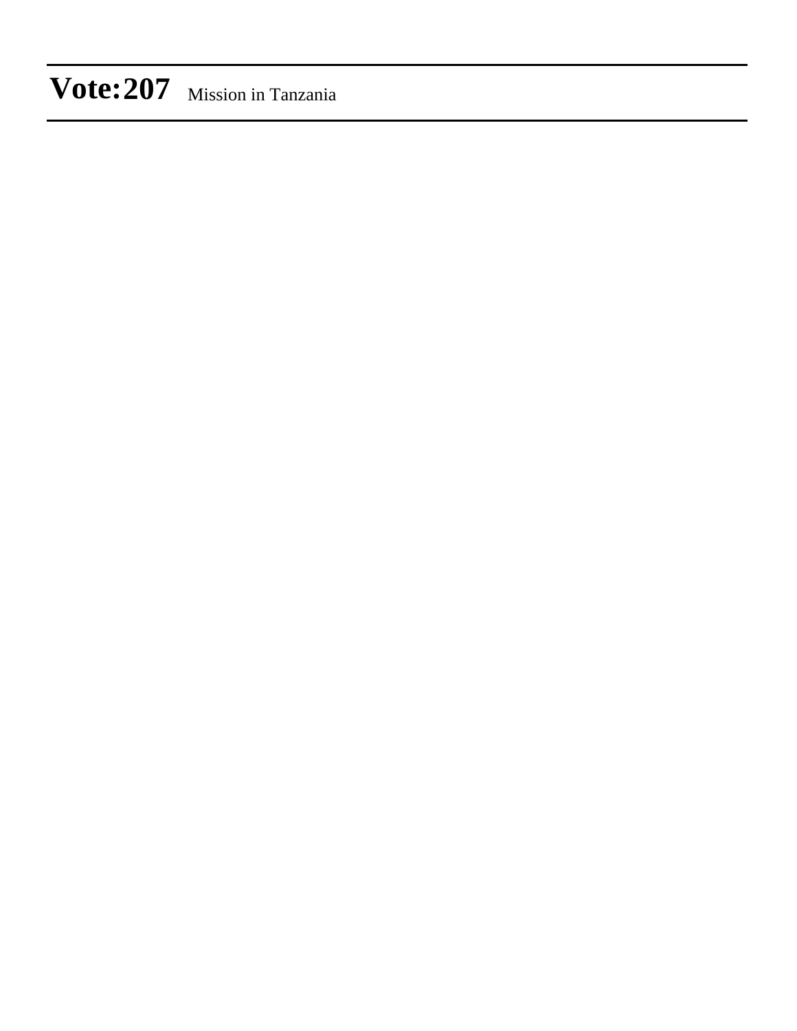**Vote:207** Mission in Tanzania